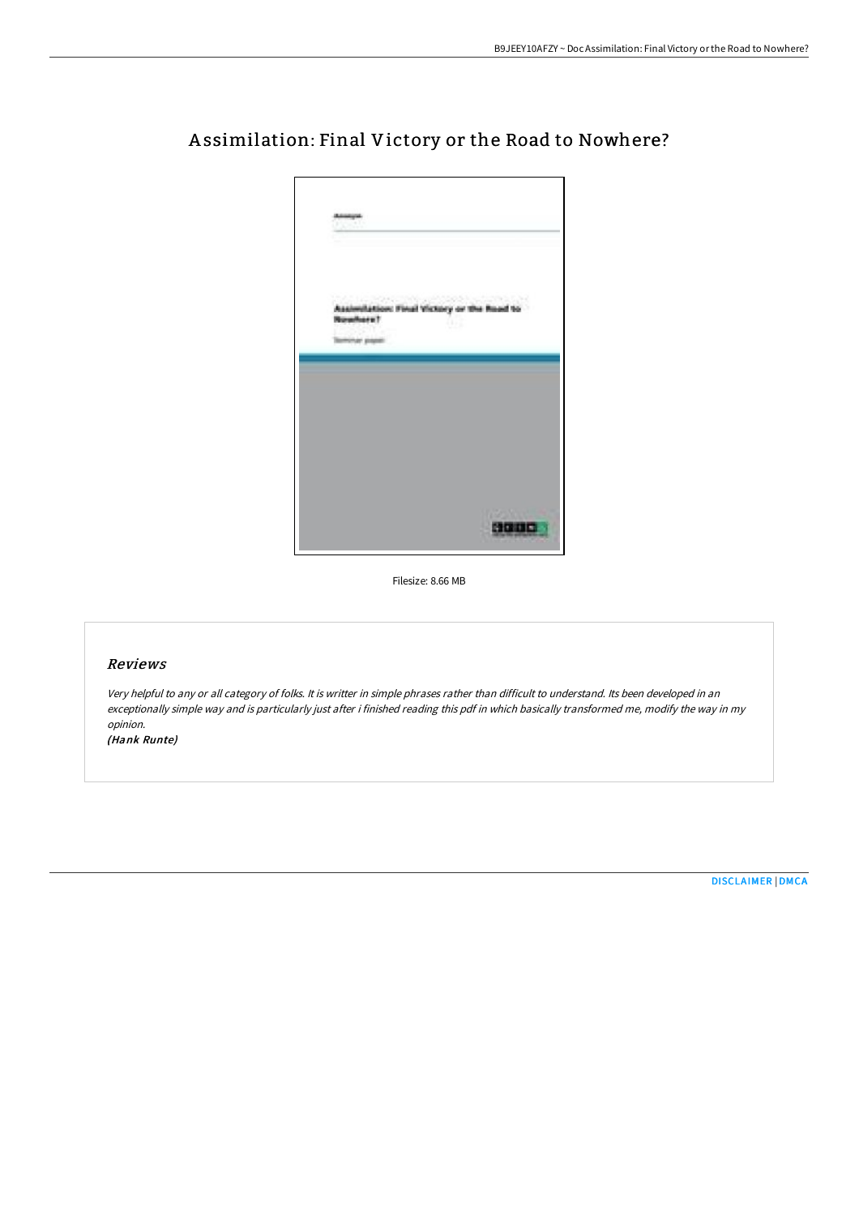# Assimilation: Final Victory or the Road to Nowhere?

Filesize: 8.66 MB

## Reviews

*Very helpful to any or all category of folks. It is writter in simple phrases rather than difficult to understand. Its been developed in an exceptionally simple way and is particularly just after i finished reading this pdf in which basically transformed me, modify the way in my opinion.*

*(Hank Runte)*

DISCLAIMER | DMCA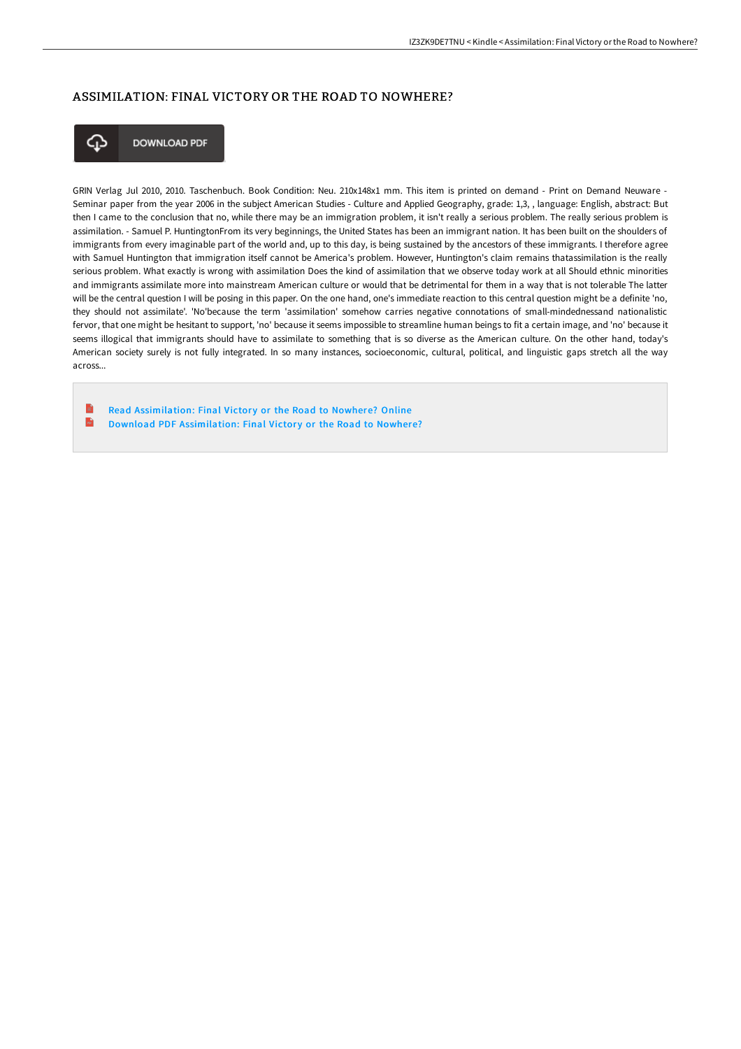## ASSIMILATION: FINAL VICTORY OR THE ROAD TO NOWHERE?

DOWNLOAD PDF

GRIN Verlag Jul 2010, 2010. Taschenbuch. Book Condition: Neu. 210x148x1 mm. This item is printed on demand - Print on Demand Neuware - Seminar paper from the year 2006 in the subject American Studies - Culture and Applied Geography, grade: 1,3, , language: English, abstract: But then I came to the conclusion that no, while there may be an immigration problem, it isn't really a serious problem. The really serious problem is assimilation. - Samuel P. HuntingtonFrom its very beginnings, the United States has been an immigrant nation. It has been built on the shoulders of immigrants from every imaginable part of the world and, up to this day, is being sustained by the ancestors of these immigrants. I therefore agree with Samuel Huntington that immigration itself cannot be America's problem. However, Huntington's claim remains thatassimilation is the really serious problem. What exactly is wrong with assimilation Does the kind of assimilation that we observe today work at all Should ethnic minorities and immigrants assimilate more into mainstream American culture or would that be detrimental for them in a way that is not tolerable The latter will be the central question I will be posing in this paper. On the one hand, one's immediate reaction to this central question might be a definite 'no, they should not assimilate'. 'No'because the term 'assimilation' somehow carries negative connotations of small-mindednessand nationalistic fervor, that one might be hesitant to support, 'no' because it seems impossible to streamline human beings to fit a certain image, and 'no' because it seems illogical that immigrants should have to assimilate to something that is so diverse as the American culture. On the other hand, today's American society surely is not fully integrated. In so many instances, socioeconomic, cultural, political, and linguistic gaps stretch all the way across...

- Read Assimilation: Final Victory or the Road to Nowhere? Online
- Download PDF Assimilation: Final Victory or the Road to Nowhere?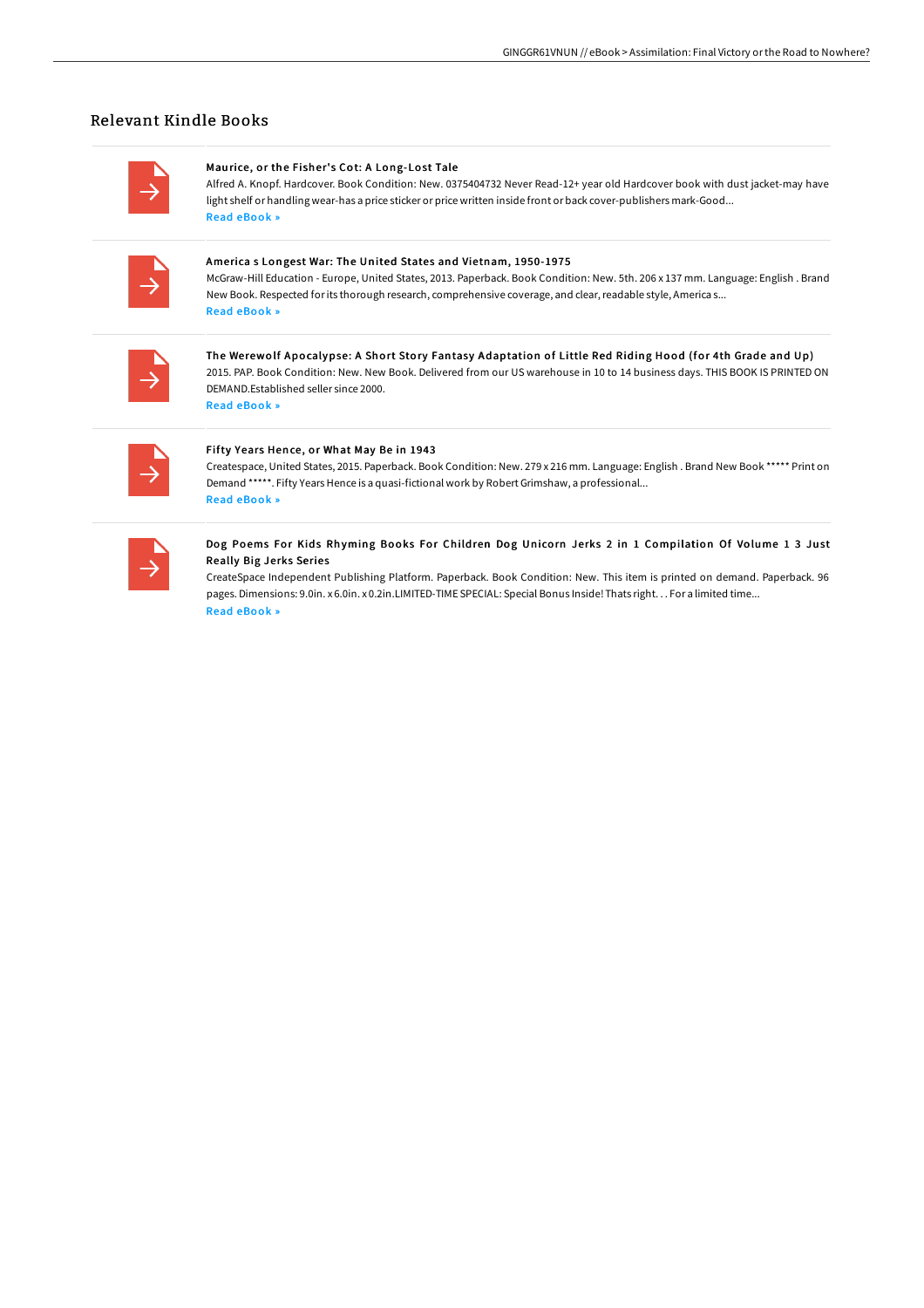## Relevant Kindle Books

### Maurice, or the Fisher's Cot: A Long-Lost Tale

Alfred A. Knopf. Hardcover. Book Condition: New. 0375404732 Never Read-12+ year old Hardcover book with dust jacket-may have light shelf or handling wear-has a price sticker or price written inside front or back cover-publishers mark-Good...

Read eBook »

### America s Longest War: The United States and Vietnam, 1950-1975

McGraw-Hill Education - Europe, United States, 2013. Paperback. Book Condition: New. 5th. 206 x 137 mm. Language: English . Brand New Book. Respected for its thorough research, comprehensive coverage, and clear, readable style, America s...

Read eBook »

### The Werewolf Apocalypse: A Short Story Fantasy Adaptation of Little Red Riding Hood (for 4th Grade and Up)

2015. PAP. Book Condition: New. New Book. Delivered from our US warehouse in 10 to 14 business days. THIS BOOK IS PRINTED ON DEMAND.Established seller since 2000.

Read eBook »

### Fifty Years Hence, or What May Be in 1943

Createspace, United States, 2015. Paperback. Book Condition: New. 279 x 216 mm. Language: English . Brand New Book ***** Print on Demand *****. Fifty Years Hence is a quasi-fictional work by Robert Grimshaw, a professional...

Read eBook »

### Dog Poems For Kids Rhyming Books For Children Dog Unicorn Jerks 2 in 1 Compilation Of Volume 1 3 Just Really Big Jerks Series

CreateSpace Independent Publishing Platform. Paperback. Book Condition: New. This item is printed on demand. Paperback. 96 pages. Dimensions: 9.0in. x 6.0in. x 0.2in.LIMITED-TIME SPECIAL: Special Bonus Inside! Thats right. . . For a limited time...

Read eBook »